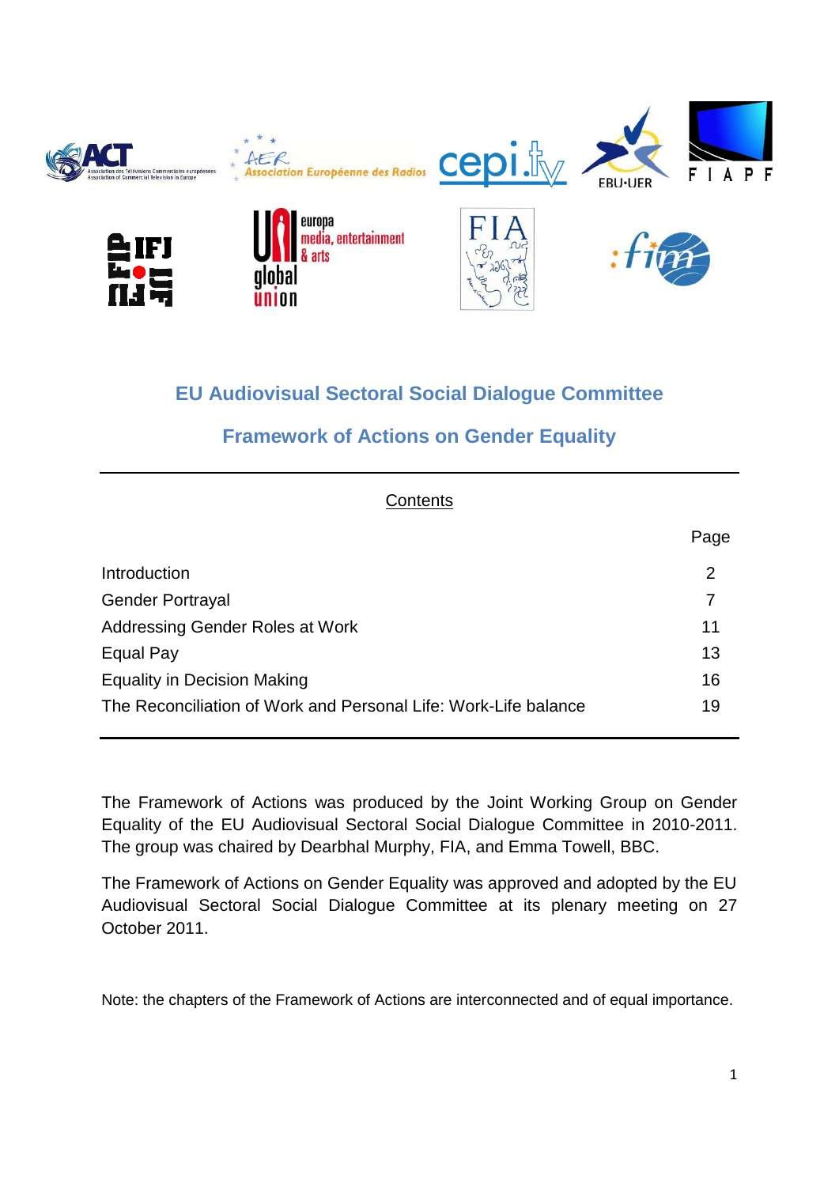# EU Audiovisual Sectoral Social Dialogue Committee

## Framework of Actions on Gender Equality

Contents

| | Page |
|---|---|
| Introduction | 2 |
| Gender Portrayal | 7 |
| Addressing Gender Roles at Work | 11 |
| Equal Pay | 13 |
| Equality in Decision Making | 16 |
| The Reconciliation of Work and Personal Life: Work-Life balance | 19 |

The Framework of Actions was produced by the Joint Working Group on Gender Equality of the EU Audiovisual Sectoral Social Dialogue Committee in 2010-2011. The group was chaired by Dearbhal Murphy, FIA, and Emma Towell, BBC.

The Framework of Actions on Gender Equality was approved and adopted by the EU Audiovisual Sectoral Social Dialogue Committee at its plenary meeting on 27 October 2011.

Note: the chapters of the Framework of Actions are interconnected and of equal importance.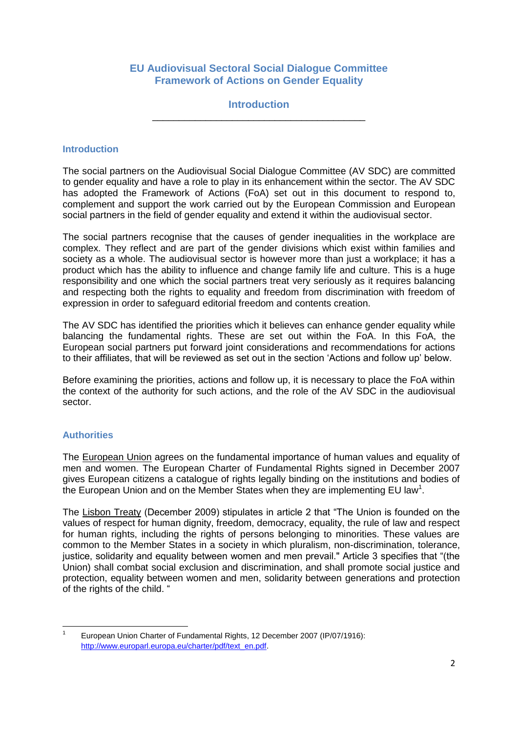# EU Audiovisual Sectoral Social Dialogue Committee
# Framework of Actions on Gender Equality

## Introduction

---

### Introduction

The social partners on the Audiovisual Social Dialogue Committee (AV SDC) are committed to gender equality and have a role to play in its enhancement within the sector. The AV SDC has adopted the Framework of Actions (FoA) set out in this document to respond to, complement and support the work carried out by the European Commission and European social partners in the field of gender equality and extend it within the audiovisual sector.

The social partners recognise that the causes of gender inequalities in the workplace are complex. They reflect and are part of the gender divisions which exist within families and society as a whole. The audiovisual sector is however more than just a workplace; it has a product which has the ability to influence and change family life and culture. This is a huge responsibility and one which the social partners treat very seriously as it requires balancing and respecting both the rights to equality and freedom from discrimination with freedom of expression in order to safeguard editorial freedom and contents creation.

The AV SDC has identified the priorities which it believes can enhance gender equality while balancing the fundamental rights. These are set out within the FoA. In this FoA, the European social partners put forward joint considerations and recommendations for actions to their affiliates, that will be reviewed as set out in the section 'Actions and follow up' below.

Before examining the priorities, actions and follow up, it is necessary to place the FoA within the context of the authority for such actions, and the role of the AV SDC in the audiovisual sector.

### Authorities

The European Union agrees on the fundamental importance of human values and equality of men and women. The European Charter of Fundamental Rights signed in December 2007 gives European citizens a catalogue of rights legally binding on the institutions and bodies of the European Union and on the Member States when they are implementing EU law[1].

The Lisbon Treaty (December 2009) stipulates in article 2 that "The Union is founded on the values of respect for human dignity, freedom, democracy, equality, the rule of law and respect for human rights, including the rights of persons belonging to minorities. These values are common to the Member States in a society in which pluralism, non-discrimination, tolerance, justice, solidarity and equality between women and men prevail." Article 3 specifies that "(the Union) shall combat social exclusion and discrimination, and shall promote social justice and protection, equality between women and men, solidarity between generations and protection of the rights of the child. "

---

[1] European Union Charter of Fundamental Rights, 12 December 2007 (IP/07/1916): http://www.europarl.europa.eu/charter/pdf/text_en.pdf.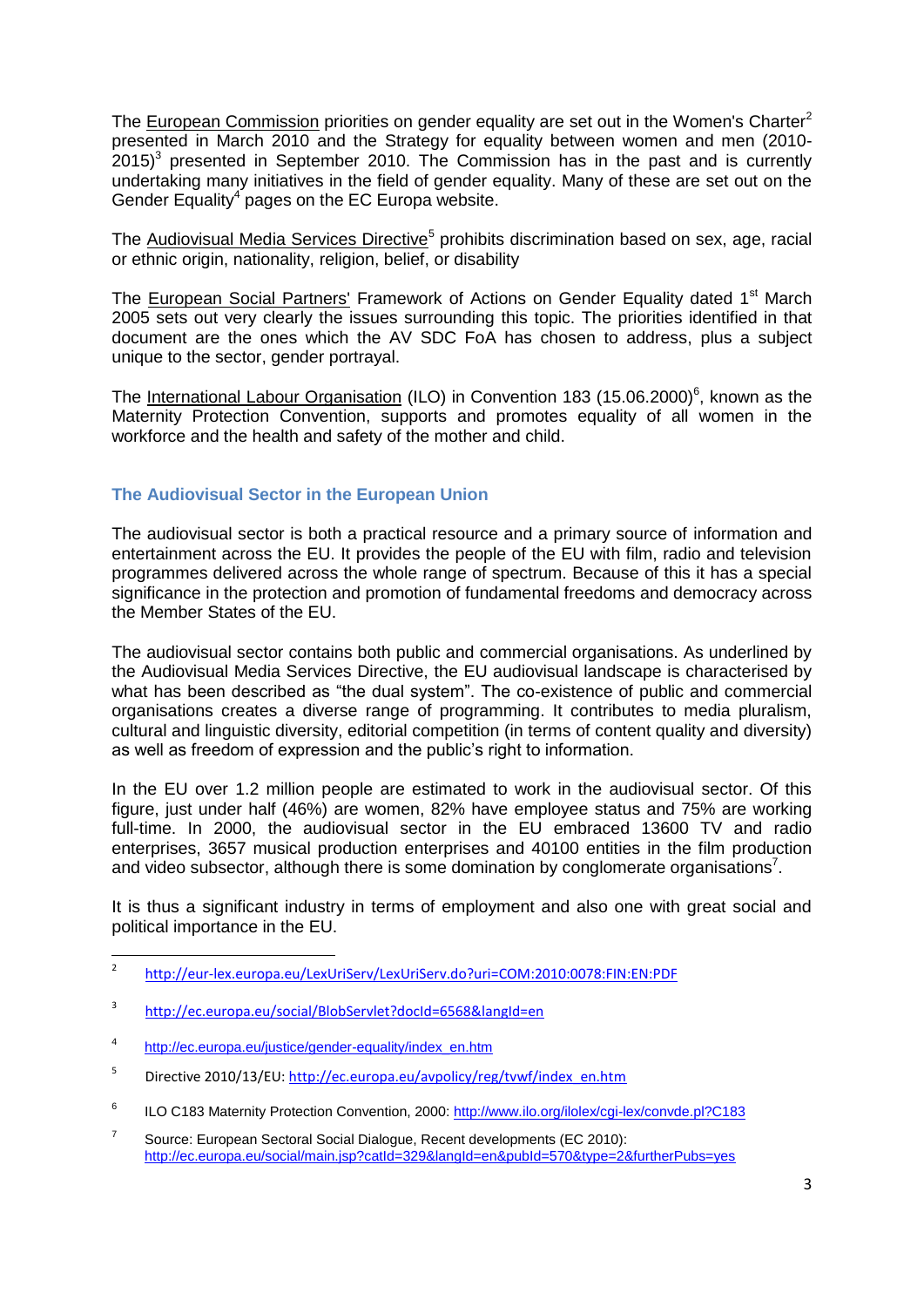The European Commission priorities on gender equality are set out in the Women's Charter[2] presented in March 2010 and the Strategy for equality between women and men (2010-2015)[3] presented in September 2010. The Commission has in the past and is currently undertaking many initiatives in the field of gender equality. Many of these are set out on the Gender Equality[4] pages on the EC Europa website.

The Audiovisual Media Services Directive[5] prohibits discrimination based on sex, age, racial or ethnic origin, nationality, religion, belief, or disability

The European Social Partners' Framework of Actions on Gender Equality dated 1st March 2005 sets out very clearly the issues surrounding this topic. The priorities identified in that document are the ones which the AV SDC FoA has chosen to address, plus a subject unique to the sector, gender portrayal.

The International Labour Organisation (ILO) in Convention 183 (15.06.2000)[6], known as the Maternity Protection Convention, supports and promotes equality of all women in the workforce and the health and safety of the mother and child.

## The Audiovisual Sector in the European Union

The audiovisual sector is both a practical resource and a primary source of information and entertainment across the EU. It provides the people of the EU with film, radio and television programmes delivered across the whole range of spectrum. Because of this it has a special significance in the protection and promotion of fundamental freedoms and democracy across the Member States of the EU.

The audiovisual sector contains both public and commercial organisations. As underlined by the Audiovisual Media Services Directive, the EU audiovisual landscape is characterised by what has been described as "the dual system". The co-existence of public and commercial organisations creates a diverse range of programming. It contributes to media pluralism, cultural and linguistic diversity, editorial competition (in terms of content quality and diversity) as well as freedom of expression and the public's right to information.

In the EU over 1.2 million people are estimated to work in the audiovisual sector. Of this figure, just under half (46%) are women, 82% have employee status and 75% are working full-time. In 2000, the audiovisual sector in the EU embraced 13600 TV and radio enterprises, 3657 musical production enterprises and 40100 entities in the film production and video subsector, although there is some domination by conglomerate organisations[7].

It is thus a significant industry in terms of employment and also one with great social and political importance in the EU.

---

[2] http://eur-lex.europa.eu/LexUriServ/LexUriServ.do?uri=COM:2010:0078:FIN:EN:PDF

[3] http://ec.europa.eu/social/BlobServlet?docId=6568&langId=en

[4] http://ec.europa.eu/justice/gender-equality/index_en.htm

[5] Directive 2010/13/EU: http://ec.europa.eu/avpolicy/reg/tvwf/index_en.htm

[6] ILO C183 Maternity Protection Convention, 2000: http://www.ilo.org/ilolex/cgi-lex/convde.pl?C183

[7] Source: European Sectoral Social Dialogue, Recent developments (EC 2010): http://ec.europa.eu/social/main.jsp?catId=329&langId=en&pubId=570&type=2&furtherPubs=yes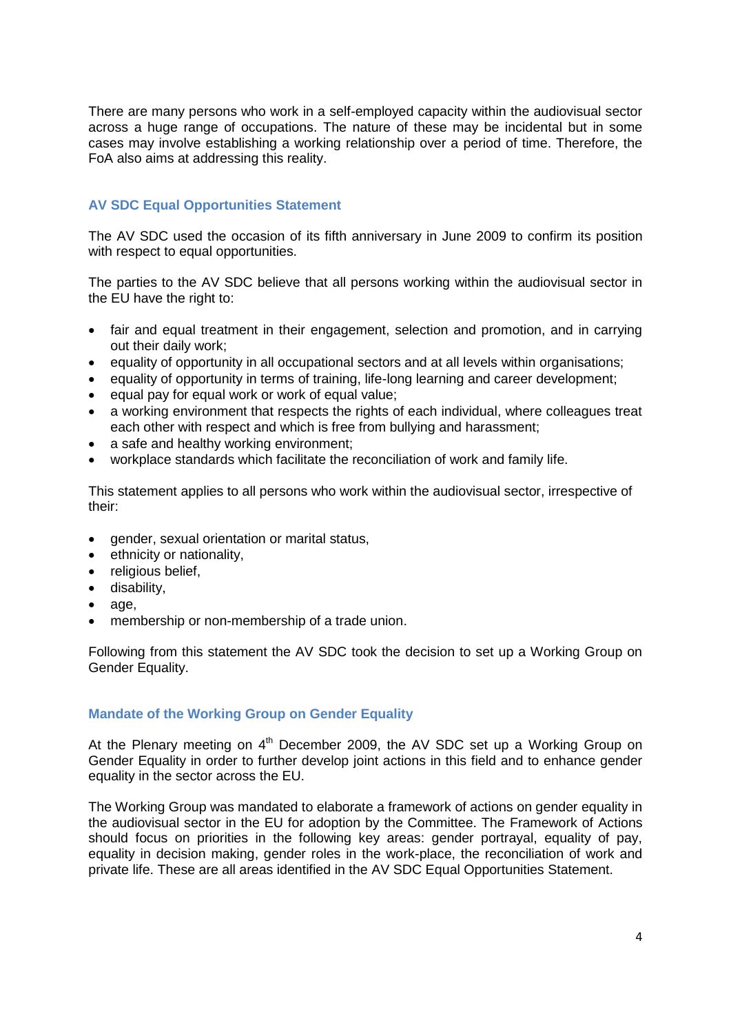There are many persons who work in a self-employed capacity within the audiovisual sector across a huge range of occupations. The nature of these may be incidental but in some cases may involve establishing a working relationship over a period of time. Therefore, the FoA also aims at addressing this reality.

### AV SDC Equal Opportunities Statement

The AV SDC used the occasion of its fifth anniversary in June 2009 to confirm its position with respect to equal opportunities.

The parties to the AV SDC believe that all persons working within the audiovisual sector in the EU have the right to:

- fair and equal treatment in their engagement, selection and promotion, and in carrying out their daily work;
- equality of opportunity in all occupational sectors and at all levels within organisations;
- equality of opportunity in terms of training, life-long learning and career development;
- equal pay for equal work or work of equal value;
- a working environment that respects the rights of each individual, where colleagues treat each other with respect and which is free from bullying and harassment;
- a safe and healthy working environment;
- workplace standards which facilitate the reconciliation of work and family life.

This statement applies to all persons who work within the audiovisual sector, irrespective of their:

- gender, sexual orientation or marital status,
- ethnicity or nationality,
- religious belief,
- disability,
- age,
- membership or non-membership of a trade union.

Following from this statement the AV SDC took the decision to set up a Working Group on Gender Equality.

### Mandate of the Working Group on Gender Equality

At the Plenary meeting on 4th December 2009, the AV SDC set up a Working Group on Gender Equality in order to further develop joint actions in this field and to enhance gender equality in the sector across the EU.

The Working Group was mandated to elaborate a framework of actions on gender equality in the audiovisual sector in the EU for adoption by the Committee. The Framework of Actions should focus on priorities in the following key areas: gender portrayal, equality of pay, equality in decision making, gender roles in the work-place, the reconciliation of work and private life. These are all areas identified in the AV SDC Equal Opportunities Statement.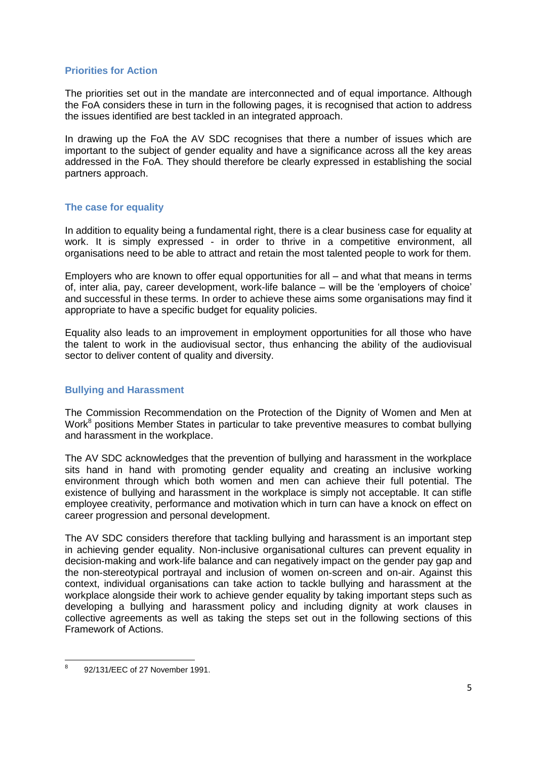## Priorities for Action

The priorities set out in the mandate are interconnected and of equal importance. Although the FoA considers these in turn in the following pages, it is recognised that action to address the issues identified are best tackled in an integrated approach.

In drawing up the FoA the AV SDC recognises that there a number of issues which are important to the subject of gender equality and have a significance across all the key areas addressed in the FoA. They should therefore be clearly expressed in establishing the social partners approach.

## The case for equality

In addition to equality being a fundamental right, there is a clear business case for equality at work. It is simply expressed - in order to thrive in a competitive environment, all organisations need to be able to attract and retain the most talented people to work for them.

Employers who are known to offer equal opportunities for all – and what that means in terms of, inter alia, pay, career development, work-life balance – will be the 'employers of choice' and successful in these terms. In order to achieve these aims some organisations may find it appropriate to have a specific budget for equality policies.

Equality also leads to an improvement in employment opportunities for all those who have the talent to work in the audiovisual sector, thus enhancing the ability of the audiovisual sector to deliver content of quality and diversity.

## Bullying and Harassment

The Commission Recommendation on the Protection of the Dignity of Women and Men at Work[8] positions Member States in particular to take preventive measures to combat bullying and harassment in the workplace.

The AV SDC acknowledges that the prevention of bullying and harassment in the workplace sits hand in hand with promoting gender equality and creating an inclusive working environment through which both women and men can achieve their full potential. The existence of bullying and harassment in the workplace is simply not acceptable. It can stifle employee creativity, performance and motivation which in turn can have a knock on effect on career progression and personal development.

The AV SDC considers therefore that tackling bullying and harassment is an important step in achieving gender equality. Non-inclusive organisational cultures can prevent equality in decision-making and work-life balance and can negatively impact on the gender pay gap and the non-stereotypical portrayal and inclusion of women on-screen and on-air. Against this context, individual organisations can take action to tackle bullying and harassment at the workplace alongside their work to achieve gender equality by taking important steps such as developing a bullying and harassment policy and including dignity at work clauses in collective agreements as well as taking the steps set out in the following sections of this Framework of Actions.

---

[8] 92/131/EEC of 27 November 1991.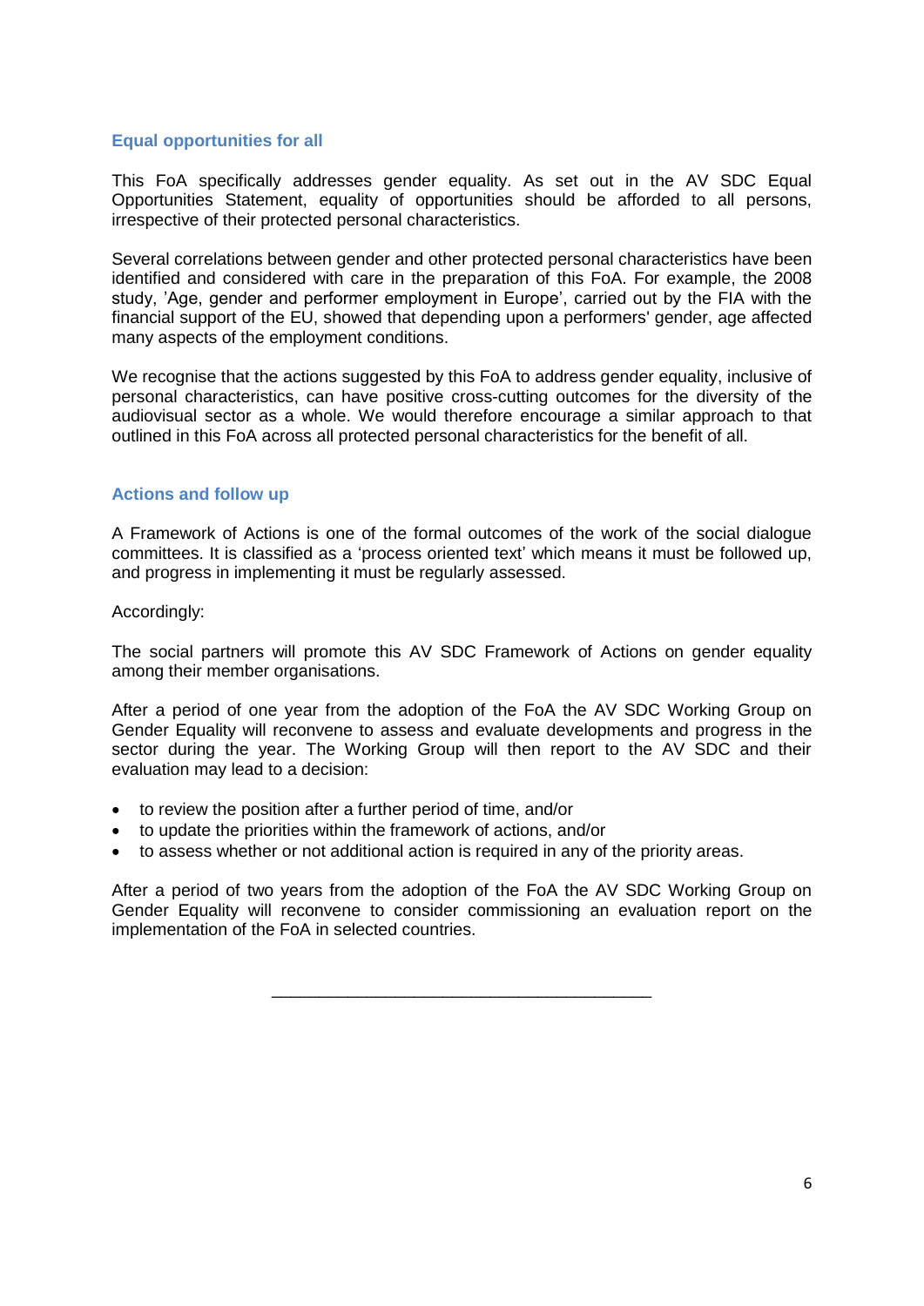## Equal opportunities for all

This FoA specifically addresses gender equality. As set out in the AV SDC Equal Opportunities Statement, equality of opportunities should be afforded to all persons, irrespective of their protected personal characteristics.

Several correlations between gender and other protected personal characteristics have been identified and considered with care in the preparation of this FoA. For example, the 2008 study, 'Age, gender and performer employment in Europe', carried out by the FIA with the financial support of the EU, showed that depending upon a performers' gender, age affected many aspects of the employment conditions.

We recognise that the actions suggested by this FoA to address gender equality, inclusive of personal characteristics, can have positive cross-cutting outcomes for the diversity of the audiovisual sector as a whole. We would therefore encourage a similar approach to that outlined in this FoA across all protected personal characteristics for the benefit of all.

## Actions and follow up

A Framework of Actions is one of the formal outcomes of the work of the social dialogue committees. It is classified as a 'process oriented text' which means it must be followed up, and progress in implementing it must be regularly assessed.

Accordingly:

The social partners will promote this AV SDC Framework of Actions on gender equality among their member organisations.

After a period of one year from the adoption of the FoA the AV SDC Working Group on Gender Equality will reconvene to assess and evaluate developments and progress in the sector during the year. The Working Group will then report to the AV SDC and their evaluation may lead to a decision:

- to review the position after a further period of time, and/or
- to update the priorities within the framework of actions, and/or
- to assess whether or not additional action is required in any of the priority areas.

After a period of two years from the adoption of the FoA the AV SDC Working Group on Gender Equality will reconvene to consider commissioning an evaluation report on the implementation of the FoA in selected countries.

---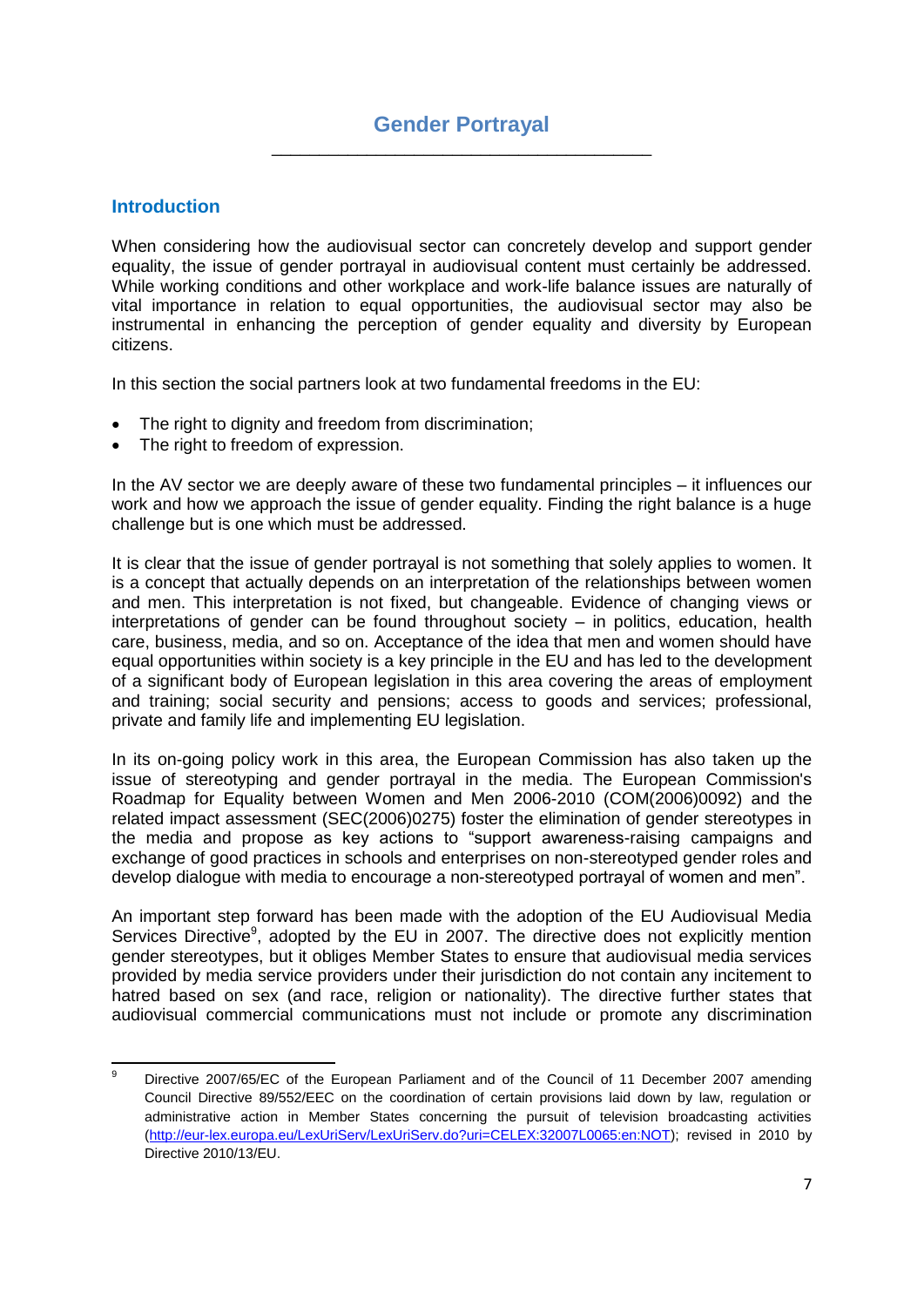# Gender Portrayal

## Introduction

When considering how the audiovisual sector can concretely develop and support gender equality, the issue of gender portrayal in audiovisual content must certainly be addressed. While working conditions and other workplace and work-life balance issues are naturally of vital importance in relation to equal opportunities, the audiovisual sector may also be instrumental in enhancing the perception of gender equality and diversity by European citizens.

In this section the social partners look at two fundamental freedoms in the EU:

- The right to dignity and freedom from discrimination;
- The right to freedom of expression.

In the AV sector we are deeply aware of these two fundamental principles – it influences our work and how we approach the issue of gender equality. Finding the right balance is a huge challenge but is one which must be addressed.

It is clear that the issue of gender portrayal is not something that solely applies to women. It is a concept that actually depends on an interpretation of the relationships between women and men. This interpretation is not fixed, but changeable. Evidence of changing views or interpretations of gender can be found throughout society – in politics, education, health care, business, media, and so on. Acceptance of the idea that men and women should have equal opportunities within society is a key principle in the EU and has led to the development of a significant body of European legislation in this area covering the areas of employment and training; social security and pensions; access to goods and services; professional, private and family life and implementing EU legislation.

In its on-going policy work in this area, the European Commission has also taken up the issue of stereotyping and gender portrayal in the media. The European Commission's Roadmap for Equality between Women and Men 2006-2010 (COM(2006)0092) and the related impact assessment (SEC(2006)0275) foster the elimination of gender stereotypes in the media and propose as key actions to "support awareness-raising campaigns and exchange of good practices in schools and enterprises on non-stereotyped gender roles and develop dialogue with media to encourage a non-stereotyped portrayal of women and men".

An important step forward has been made with the adoption of the EU Audiovisual Media Services Directive[9], adopted by the EU in 2007. The directive does not explicitly mention gender stereotypes, but it obliges Member States to ensure that audiovisual media services provided by media service providers under their jurisdiction do not contain any incitement to hatred based on sex (and race, religion or nationality). The directive further states that audiovisual commercial communications must not include or promote any discrimination

---

[9] Directive 2007/65/EC of the European Parliament and of the Council of 11 December 2007 amending Council Directive 89/552/EEC on the coordination of certain provisions laid down by law, regulation or administrative action in Member States concerning the pursuit of television broadcasting activities (http://eur-lex.europa.eu/LexUriServ/LexUriServ.do?uri=CELEX:32007L0065:en:NOT); revised in 2010 by Directive 2010/13/EU.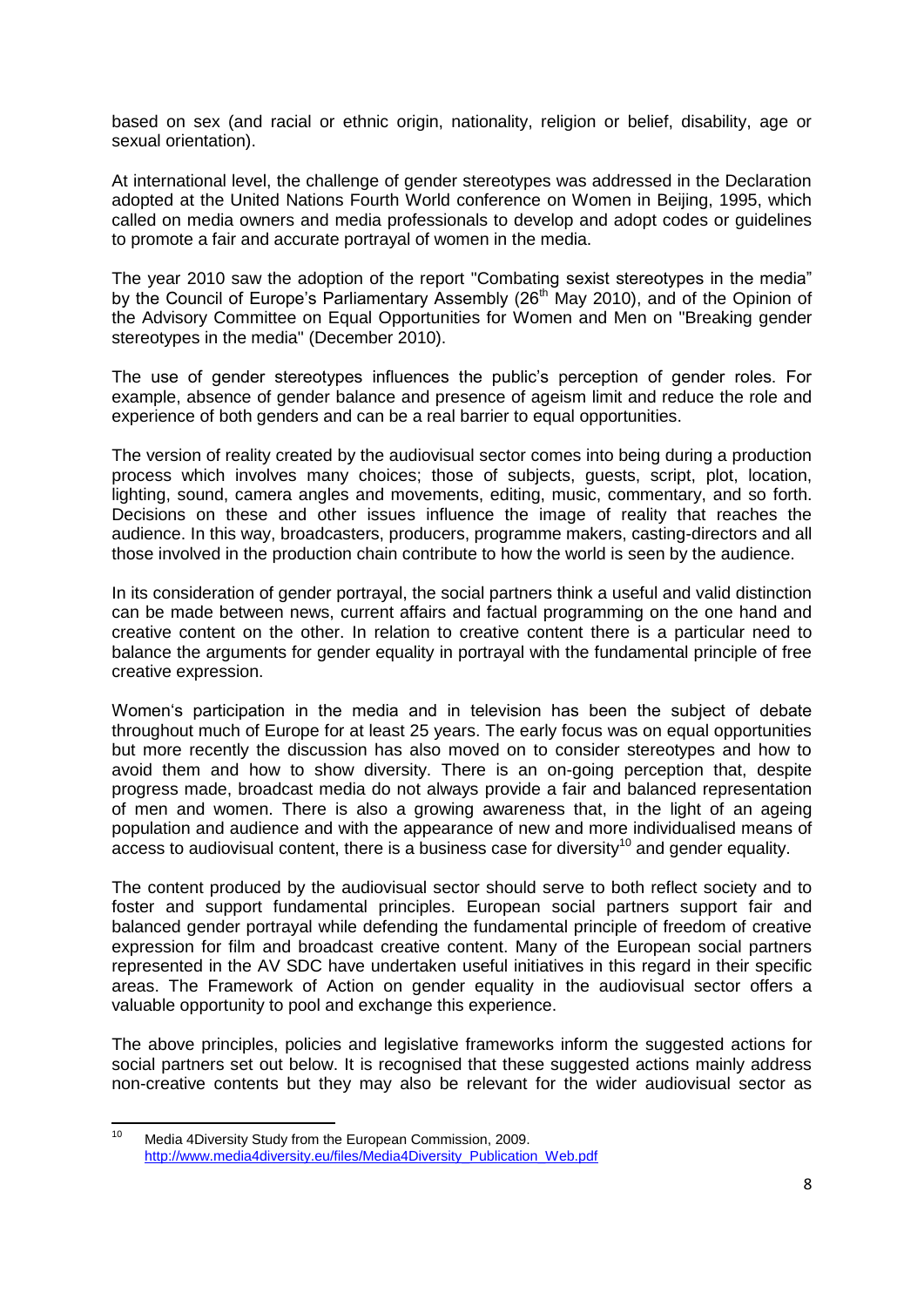based on sex (and racial or ethnic origin, nationality, religion or belief, disability, age or sexual orientation).

At international level, the challenge of gender stereotypes was addressed in the Declaration adopted at the United Nations Fourth World conference on Women in Beijing, 1995, which called on media owners and media professionals to develop and adopt codes or guidelines to promote a fair and accurate portrayal of women in the media.

The year 2010 saw the adoption of the report "Combating sexist stereotypes in the media" by the Council of Europe's Parliamentary Assembly (26th May 2010), and of the Opinion of the Advisory Committee on Equal Opportunities for Women and Men on "Breaking gender stereotypes in the media" (December 2010).

The use of gender stereotypes influences the public's perception of gender roles. For example, absence of gender balance and presence of ageism limit and reduce the role and experience of both genders and can be a real barrier to equal opportunities.

The version of reality created by the audiovisual sector comes into being during a production process which involves many choices; those of subjects, guests, script, plot, location, lighting, sound, camera angles and movements, editing, music, commentary, and so forth. Decisions on these and other issues influence the image of reality that reaches the audience. In this way, broadcasters, producers, programme makers, casting-directors and all those involved in the production chain contribute to how the world is seen by the audience.

In its consideration of gender portrayal, the social partners think a useful and valid distinction can be made between news, current affairs and factual programming on the one hand and creative content on the other. In relation to creative content there is a particular need to balance the arguments for gender equality in portrayal with the fundamental principle of free creative expression.

Women's participation in the media and in television has been the subject of debate throughout much of Europe for at least 25 years. The early focus was on equal opportunities but more recently the discussion has also moved on to consider stereotypes and how to avoid them and how to show diversity. There is an on-going perception that, despite progress made, broadcast media do not always provide a fair and balanced representation of men and women. There is also a growing awareness that, in the light of an ageing population and audience and with the appearance of new and more individualised means of access to audiovisual content, there is a business case for diversity[10] and gender equality.

The content produced by the audiovisual sector should serve to both reflect society and to foster and support fundamental principles. European social partners support fair and balanced gender portrayal while defending the fundamental principle of freedom of creative expression for film and broadcast creative content. Many of the European social partners represented in the AV SDC have undertaken useful initiatives in this regard in their specific areas. The Framework of Action on gender equality in the audiovisual sector offers a valuable opportunity to pool and exchange this experience.

The above principles, policies and legislative frameworks inform the suggested actions for social partners set out below. It is recognised that these suggested actions mainly address non-creative contents but they may also be relevant for the wider audiovisual sector as

---

[10] Media 4Diversity Study from the European Commission, 2009. http://www.media4diversity.eu/files/Media4Diversity_Publication_Web.pdf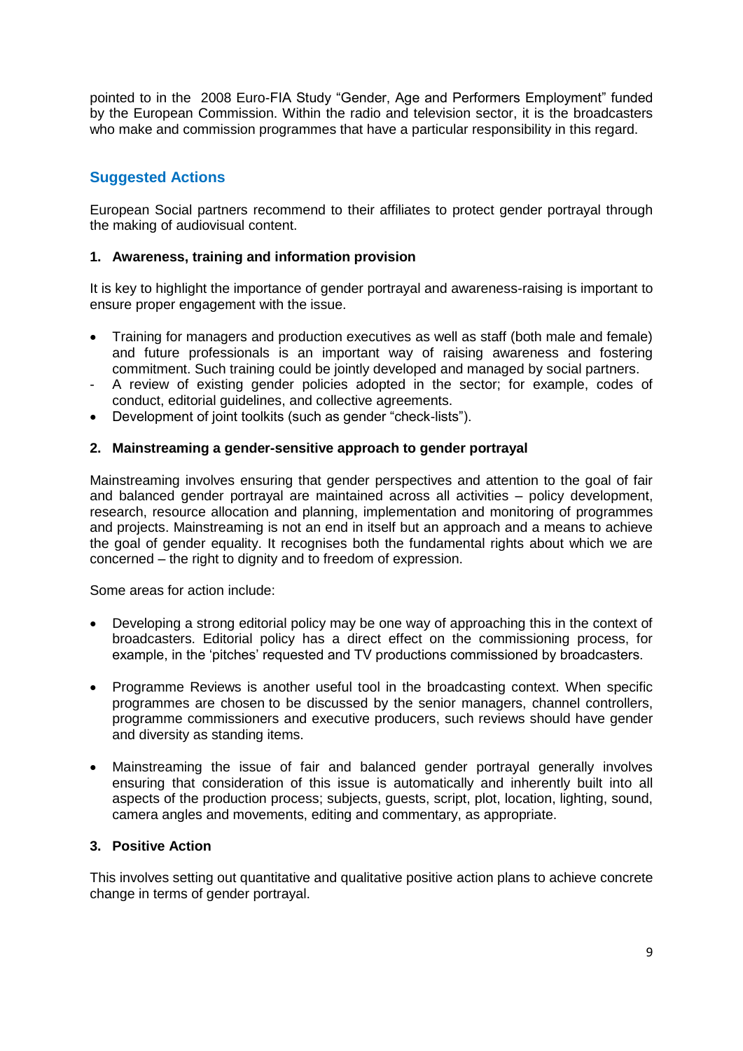pointed to in the 2008 Euro-FIA Study "Gender, Age and Performers Employment" funded by the European Commission. Within the radio and television sector, it is the broadcasters who make and commission programmes that have a particular responsibility in this regard.

## Suggested Actions

European Social partners recommend to their affiliates to protect gender portrayal through the making of audiovisual content.

### 1. Awareness, training and information provision

It is key to highlight the importance of gender portrayal and awareness-raising is important to ensure proper engagement with the issue.

- Training for managers and production executives as well as staff (both male and female) and future professionals is an important way of raising awareness and fostering commitment. Such training could be jointly developed and managed by social partners.
- A review of existing gender policies adopted in the sector; for example, codes of conduct, editorial guidelines, and collective agreements.
- Development of joint toolkits (such as gender "check-lists").

### 2. Mainstreaming a gender-sensitive approach to gender portrayal

Mainstreaming involves ensuring that gender perspectives and attention to the goal of fair and balanced gender portrayal are maintained across all activities – policy development, research, resource allocation and planning, implementation and monitoring of programmes and projects. Mainstreaming is not an end in itself but an approach and a means to achieve the goal of gender equality. It recognises both the fundamental rights about which we are concerned – the right to dignity and to freedom of expression.

Some areas for action include:

- Developing a strong editorial policy may be one way of approaching this in the context of broadcasters. Editorial policy has a direct effect on the commissioning process, for example, in the 'pitches' requested and TV productions commissioned by broadcasters.

- Programme Reviews is another useful tool in the broadcasting context. When specific programmes are chosen to be discussed by the senior managers, channel controllers, programme commissioners and executive producers, such reviews should have gender and diversity as standing items.

- Mainstreaming the issue of fair and balanced gender portrayal generally involves ensuring that consideration of this issue is automatically and inherently built into all aspects of the production process; subjects, guests, script, plot, location, lighting, sound, camera angles and movements, editing and commentary, as appropriate.

### 3. Positive Action

This involves setting out quantitative and qualitative positive action plans to achieve concrete change in terms of gender portrayal.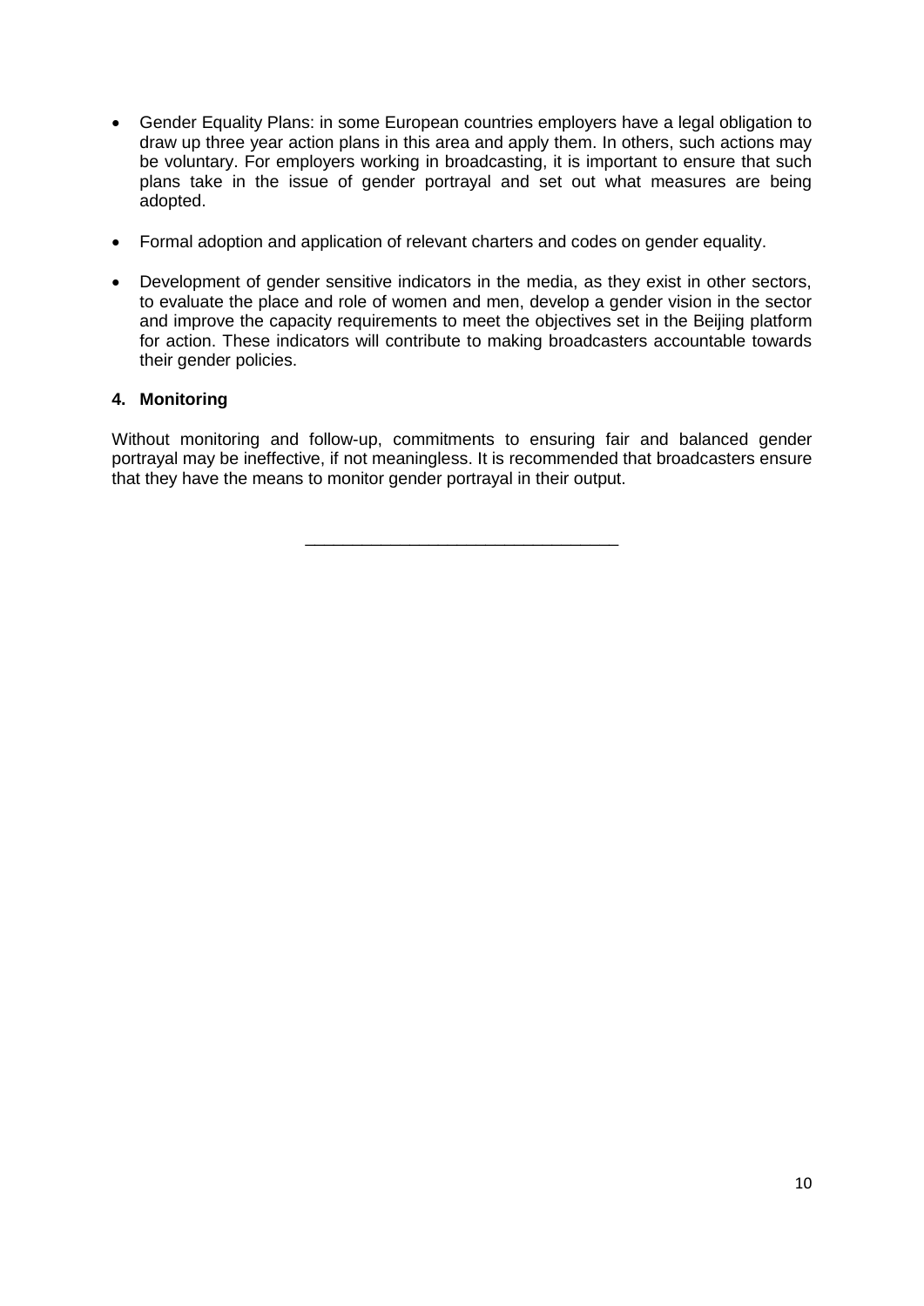- Gender Equality Plans: in some European countries employers have a legal obligation to draw up three year action plans in this area and apply them. In others, such actions may be voluntary. For employers working in broadcasting, it is important to ensure that such plans take in the issue of gender portrayal and set out what measures are being adopted.

- Formal adoption and application of relevant charters and codes on gender equality.

- Development of gender sensitive indicators in the media, as they exist in other sectors, to evaluate the place and role of women and men, develop a gender vision in the sector and improve the capacity requirements to meet the objectives set in the Beijing platform for action. These indicators will contribute to making broadcasters accountable towards their gender policies.

### 4. Monitoring

Without monitoring and follow-up, commitments to ensuring fair and balanced gender portrayal may be ineffective, if not meaningless. It is recommended that broadcasters ensure that they have the means to monitor gender portrayal in their output.

---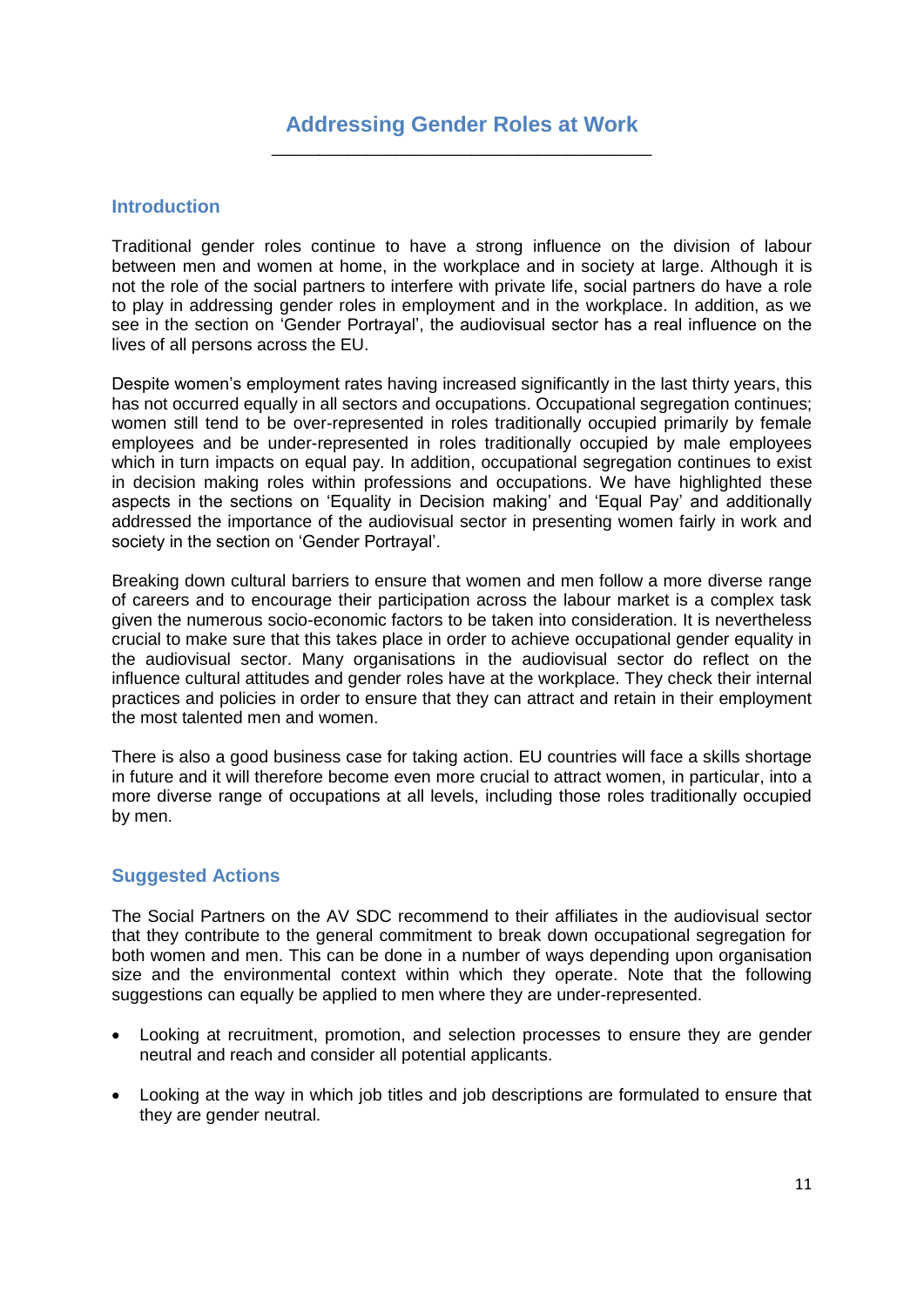# Addressing Gender Roles at Work

## Introduction

Traditional gender roles continue to have a strong influence on the division of labour between men and women at home, in the workplace and in society at large. Although it is not the role of the social partners to interfere with private life, social partners do have a role to play in addressing gender roles in employment and in the workplace. In addition, as we see in the section on 'Gender Portrayal', the audiovisual sector has a real influence on the lives of all persons across the EU.

Despite women's employment rates having increased significantly in the last thirty years, this has not occurred equally in all sectors and occupations. Occupational segregation continues; women still tend to be over-represented in roles traditionally occupied primarily by female employees and be under-represented in roles traditionally occupied by male employees which in turn impacts on equal pay. In addition, occupational segregation continues to exist in decision making roles within professions and occupations. We have highlighted these aspects in the sections on 'Equality in Decision making' and 'Equal Pay' and additionally addressed the importance of the audiovisual sector in presenting women fairly in work and society in the section on 'Gender Portrayal'.

Breaking down cultural barriers to ensure that women and men follow a more diverse range of careers and to encourage their participation across the labour market is a complex task given the numerous socio-economic factors to be taken into consideration. It is nevertheless crucial to make sure that this takes place in order to achieve occupational gender equality in the audiovisual sector. Many organisations in the audiovisual sector do reflect on the influence cultural attitudes and gender roles have at the workplace. They check their internal practices and policies in order to ensure that they can attract and retain in their employment the most talented men and women.

There is also a good business case for taking action. EU countries will face a skills shortage in future and it will therefore become even more crucial to attract women, in particular, into a more diverse range of occupations at all levels, including those roles traditionally occupied by men.

## Suggested Actions

The Social Partners on the AV SDC recommend to their affiliates in the audiovisual sector that they contribute to the general commitment to break down occupational segregation for both women and men. This can be done in a number of ways depending upon organisation size and the environmental context within which they operate. Note that the following suggestions can equally be applied to men where they are under-represented.

- Looking at recruitment, promotion, and selection processes to ensure they are gender neutral and reach and consider all potential applicants.
- Looking at the way in which job titles and job descriptions are formulated to ensure that they are gender neutral.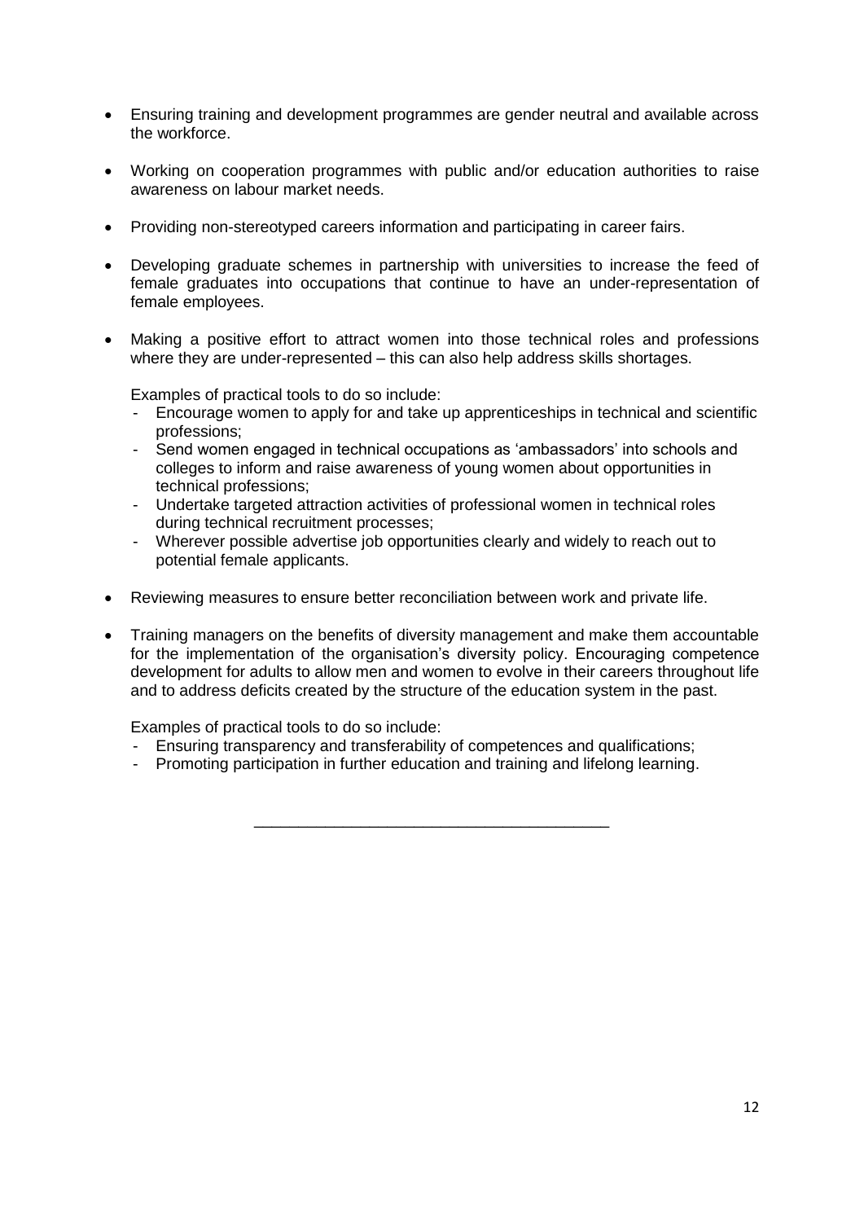- Ensuring training and development programmes are gender neutral and available across the workforce.
- Working on cooperation programmes with public and/or education authorities to raise awareness on labour market needs.
- Providing non-stereotyped careers information and participating in career fairs.
- Developing graduate schemes in partnership with universities to increase the feed of female graduates into occupations that continue to have an under-representation of female employees.
- Making a positive effort to attract women into those technical roles and professions where they are under-represented – this can also help address skills shortages.

  Examples of practical tools to do so include:
  - Encourage women to apply for and take up apprenticeships in technical and scientific professions;
  - Send women engaged in technical occupations as 'ambassadors' into schools and colleges to inform and raise awareness of young women about opportunities in technical professions;
  - Undertake targeted attraction activities of professional women in technical roles during technical recruitment processes;
  - Wherever possible advertise job opportunities clearly and widely to reach out to potential female applicants.
- Reviewing measures to ensure better reconciliation between work and private life.
- Training managers on the benefits of diversity management and make them accountable for the implementation of the organisation's diversity policy. Encouraging competence development for adults to allow men and women to evolve in their careers throughout life and to address deficits created by the structure of the education system in the past.

  Examples of practical tools to do so include:
  - Ensuring transparency and transferability of competences and qualifications;
  - Promoting participation in further education and training and lifelong learning.

---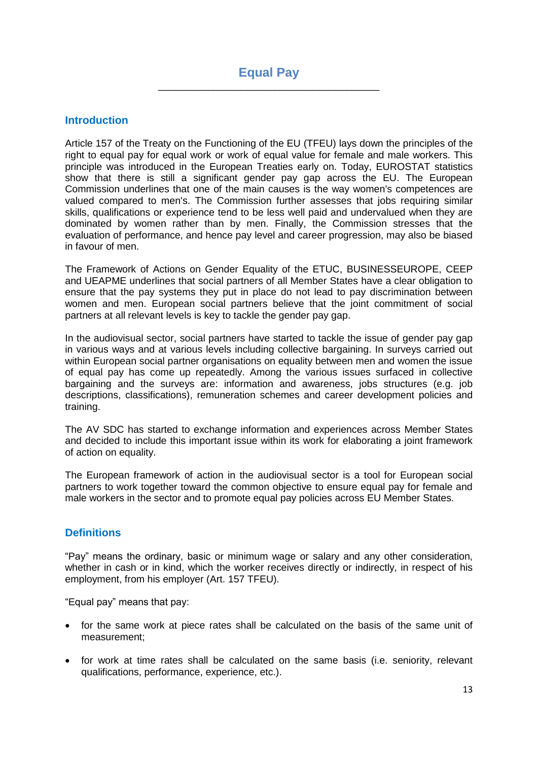# Equal Pay

## Introduction

Article 157 of the Treaty on the Functioning of the EU (TFEU) lays down the principles of the right to equal pay for equal work or work of equal value for female and male workers. This principle was introduced in the European Treaties early on. Today, EUROSTAT statistics show that there is still a significant gender pay gap across the EU. The European Commission underlines that one of the main causes is the way women's competences are valued compared to men's. The Commission further assesses that jobs requiring similar skills, qualifications or experience tend to be less well paid and undervalued when they are dominated by women rather than by men. Finally, the Commission stresses that the evaluation of performance, and hence pay level and career progression, may also be biased in favour of men.

The Framework of Actions on Gender Equality of the ETUC, BUSINESSEUROPE, CEEP and UEAPME underlines that social partners of all Member States have a clear obligation to ensure that the pay systems they put in place do not lead to pay discrimination between women and men. European social partners believe that the joint commitment of social partners at all relevant levels is key to tackle the gender pay gap.

In the audiovisual sector, social partners have started to tackle the issue of gender pay gap in various ways and at various levels including collective bargaining. In surveys carried out within European social partner organisations on equality between men and women the issue of equal pay has come up repeatedly. Among the various issues surfaced in collective bargaining and the surveys are: information and awareness, jobs structures (e.g. job descriptions, classifications), remuneration schemes and career development policies and training.

The AV SDC has started to exchange information and experiences across Member States and decided to include this important issue within its work for elaborating a joint framework of action on equality.

The European framework of action in the audiovisual sector is a tool for European social partners to work together toward the common objective to ensure equal pay for female and male workers in the sector and to promote equal pay policies across EU Member States.

## Definitions

"Pay" means the ordinary, basic or minimum wage or salary and any other consideration, whether in cash or in kind, which the worker receives directly or indirectly, in respect of his employment, from his employer (Art. 157 TFEU).

"Equal pay" means that pay:

- for the same work at piece rates shall be calculated on the basis of the same unit of measurement;
- for work at time rates shall be calculated on the same basis (i.e. seniority, relevant qualifications, performance, experience, etc.).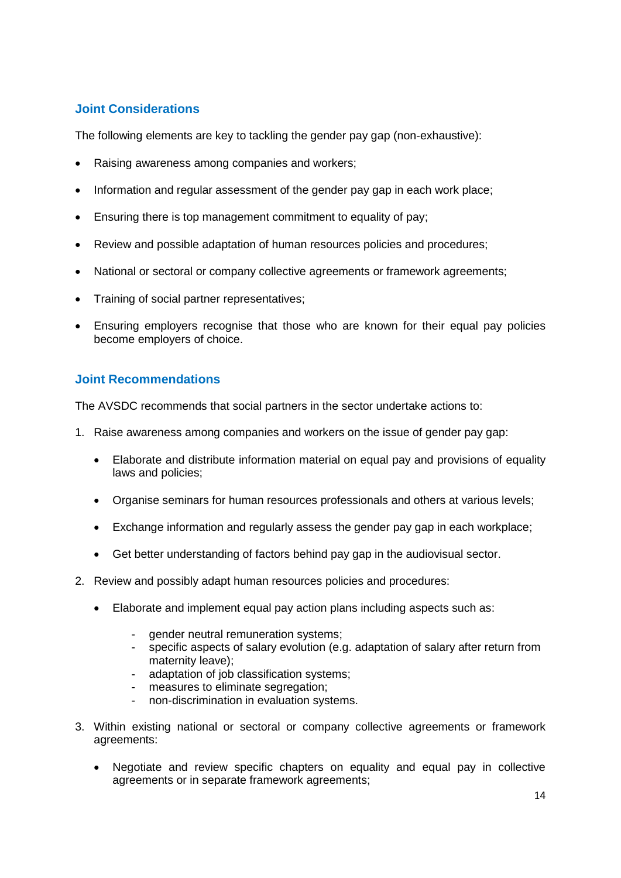### Joint Considerations

The following elements are key to tackling the gender pay gap (non-exhaustive):

- Raising awareness among companies and workers;
- Information and regular assessment of the gender pay gap in each work place;
- Ensuring there is top management commitment to equality of pay;
- Review and possible adaptation of human resources policies and procedures;
- National or sectoral or company collective agreements or framework agreements;
- Training of social partner representatives;
- Ensuring employers recognise that those who are known for their equal pay policies become employers of choice.

### Joint Recommendations

The AVSDC recommends that social partners in the sector undertake actions to:

1. Raise awareness among companies and workers on the issue of gender pay gap:
   - Elaborate and distribute information material on equal pay and provisions of equality laws and policies;
   - Organise seminars for human resources professionals and others at various levels;
   - Exchange information and regularly assess the gender pay gap in each workplace;
   - Get better understanding of factors behind pay gap in the audiovisual sector.
2. Review and possibly adapt human resources policies and procedures:
   - Elaborate and implement equal pay action plans including aspects such as:
     - gender neutral remuneration systems;
     - specific aspects of salary evolution (e.g. adaptation of salary after return from maternity leave);
     - adaptation of job classification systems;
     - measures to eliminate segregation;
     - non-discrimination in evaluation systems.
3. Within existing national or sectoral or company collective agreements or framework agreements:
   - Negotiate and review specific chapters on equality and equal pay in collective agreements or in separate framework agreements;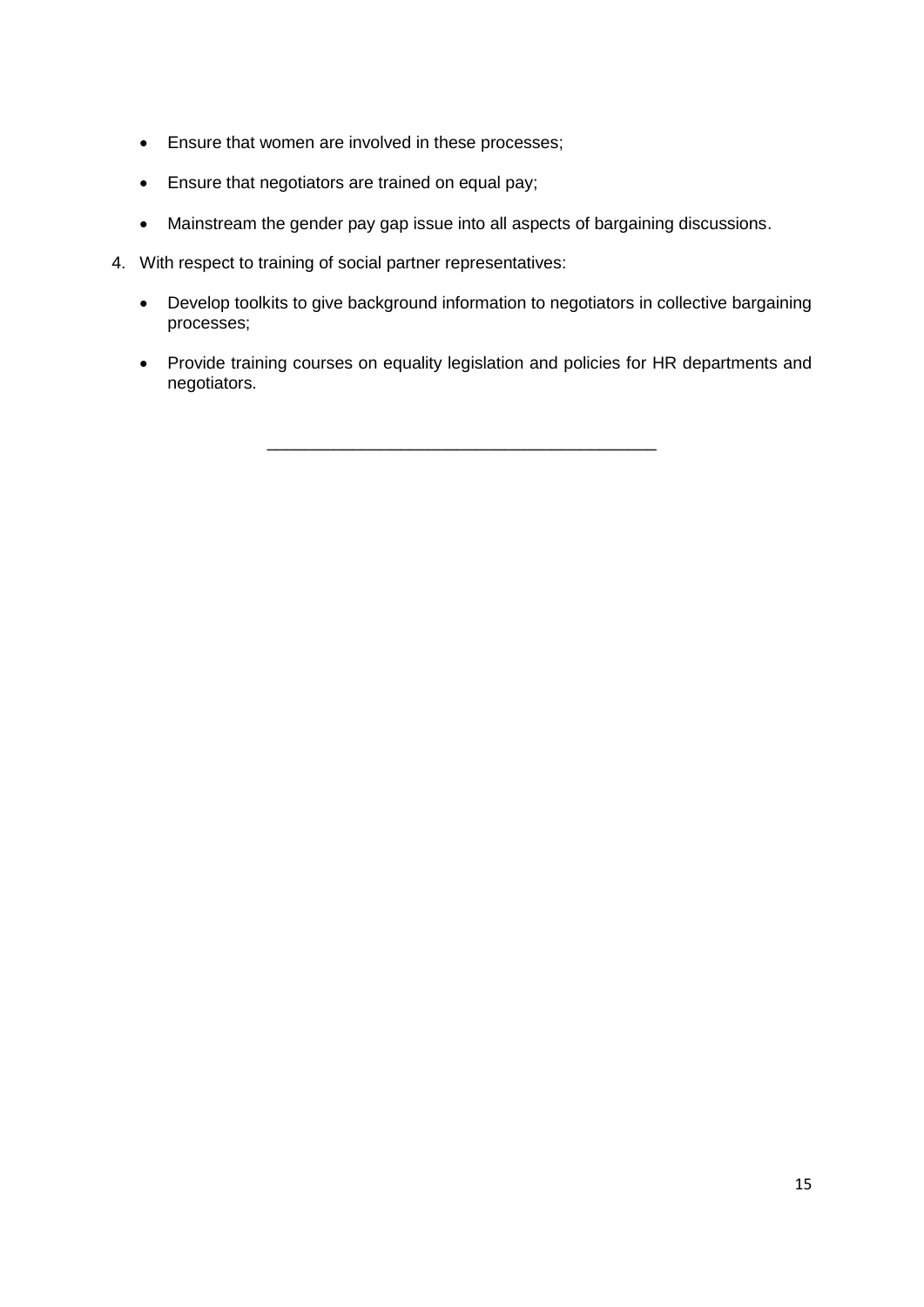- Ensure that women are involved in these processes;
- Ensure that negotiators are trained on equal pay;
- Mainstream the gender pay gap issue into all aspects of bargaining discussions.

4. With respect to training of social partner representatives:

   - Develop toolkits to give background information to negotiators in collective bargaining processes;
   - Provide training courses on equality legislation and policies for HR departments and negotiators.

---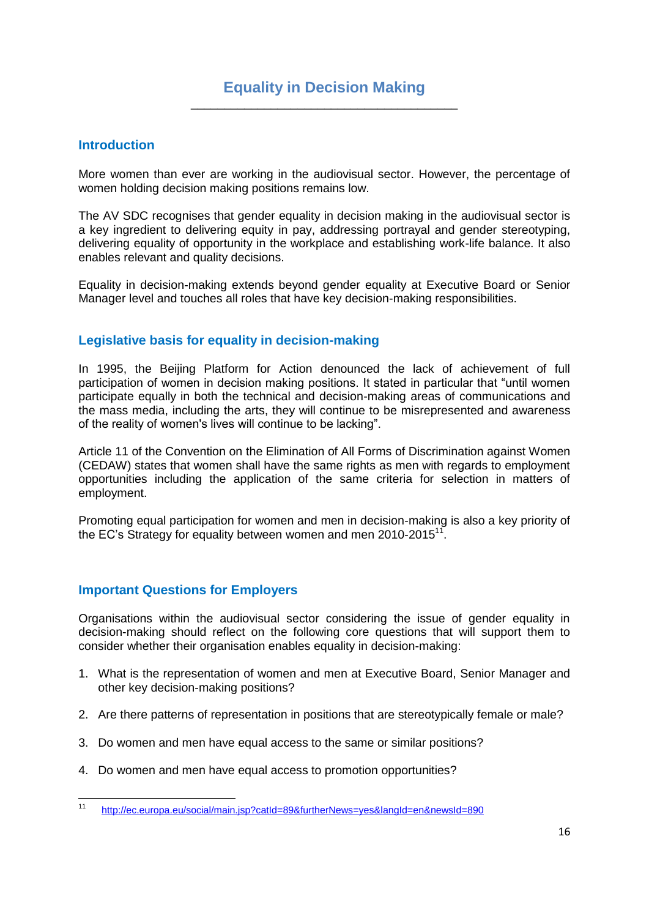# Equality in Decision Making

## Introduction

More women than ever are working in the audiovisual sector. However, the percentage of women holding decision making positions remains low.

The AV SDC recognises that gender equality in decision making in the audiovisual sector is a key ingredient to delivering equity in pay, addressing portrayal and gender stereotyping, delivering equality of opportunity in the workplace and establishing work-life balance. It also enables relevant and quality decisions.

Equality in decision-making extends beyond gender equality at Executive Board or Senior Manager level and touches all roles that have key decision-making responsibilities.

## Legislative basis for equality in decision-making

In 1995, the Beijing Platform for Action denounced the lack of achievement of full participation of women in decision making positions. It stated in particular that "until women participate equally in both the technical and decision-making areas of communications and the mass media, including the arts, they will continue to be misrepresented and awareness of the reality of women's lives will continue to be lacking".

Article 11 of the Convention on the Elimination of All Forms of Discrimination against Women (CEDAW) states that women shall have the same rights as men with regards to employment opportunities including the application of the same criteria for selection in matters of employment.

Promoting equal participation for women and men in decision-making is also a key priority of the EC's Strategy for equality between women and men 2010-2015[11].

## Important Questions for Employers

Organisations within the audiovisual sector considering the issue of gender equality in decision-making should reflect on the following core questions that will support them to consider whether their organisation enables equality in decision-making:

1. What is the representation of women and men at Executive Board, Senior Manager and other key decision-making positions?
2. Are there patterns of representation in positions that are stereotypically female or male?
3. Do women and men have equal access to the same or similar positions?
4. Do women and men have equal access to promotion opportunities?

[11] http://ec.europa.eu/social/main.jsp?catId=89&furtherNews=yes&langId=en&newsId=890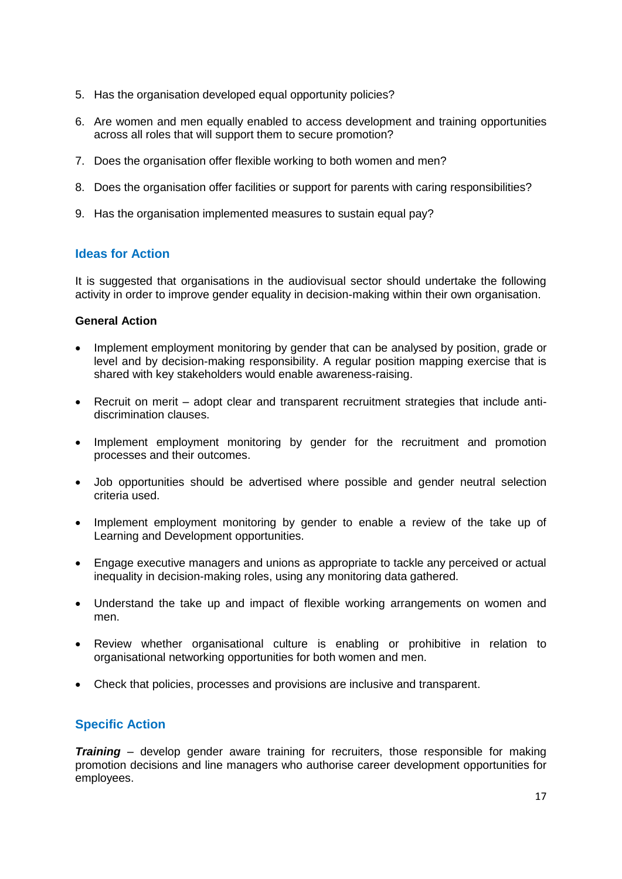5. Has the organisation developed equal opportunity policies?

6. Are women and men equally enabled to access development and training opportunities across all roles that will support them to secure promotion?

7. Does the organisation offer flexible working to both women and men?

8. Does the organisation offer facilities or support for parents with caring responsibilities?

9. Has the organisation implemented measures to sustain equal pay?

## Ideas for Action

It is suggested that organisations in the audiovisual sector should undertake the following activity in order to improve gender equality in decision-making within their own organisation.

**General Action**

- Implement employment monitoring by gender that can be analysed by position, grade or level and by decision-making responsibility. A regular position mapping exercise that is shared with key stakeholders would enable awareness-raising.

- Recruit on merit – adopt clear and transparent recruitment strategies that include anti-discrimination clauses.

- Implement employment monitoring by gender for the recruitment and promotion processes and their outcomes.

- Job opportunities should be advertised where possible and gender neutral selection criteria used.

- Implement employment monitoring by gender to enable a review of the take up of Learning and Development opportunities.

- Engage executive managers and unions as appropriate to tackle any perceived or actual inequality in decision-making roles, using any monitoring data gathered.

- Understand the take up and impact of flexible working arrangements on women and men.

- Review whether organisational culture is enabling or prohibitive in relation to organisational networking opportunities for both women and men.

- Check that policies, processes and provisions are inclusive and transparent.

## Specific Action

***Training*** – develop gender aware training for recruiters, those responsible for making promotion decisions and line managers who authorise career development opportunities for employees.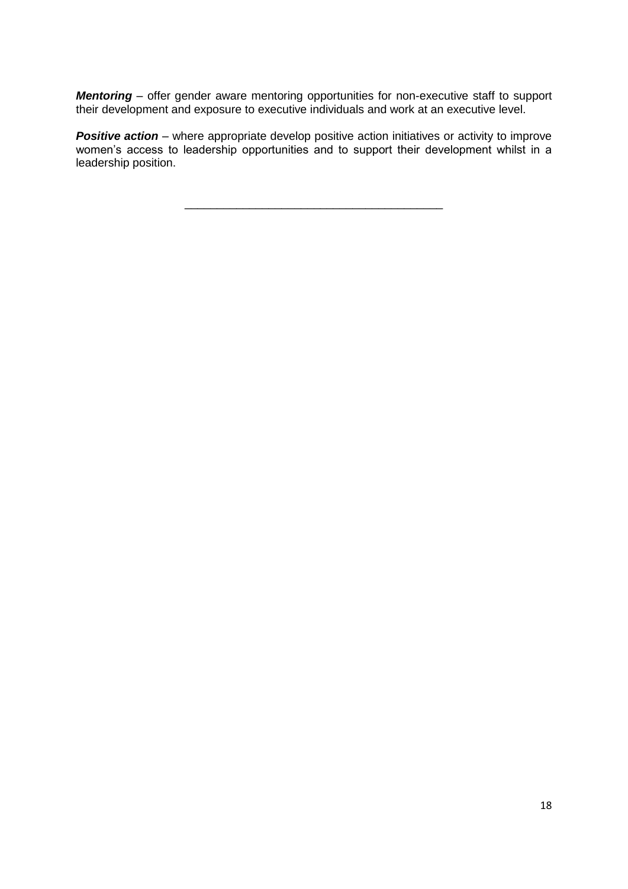***Mentoring*** – offer gender aware mentoring opportunities for non-executive staff to support their development and exposure to executive individuals and work at an executive level.

***Positive action*** – where appropriate develop positive action initiatives or activity to improve women's access to leadership opportunities and to support their development whilst in a leadership position.

---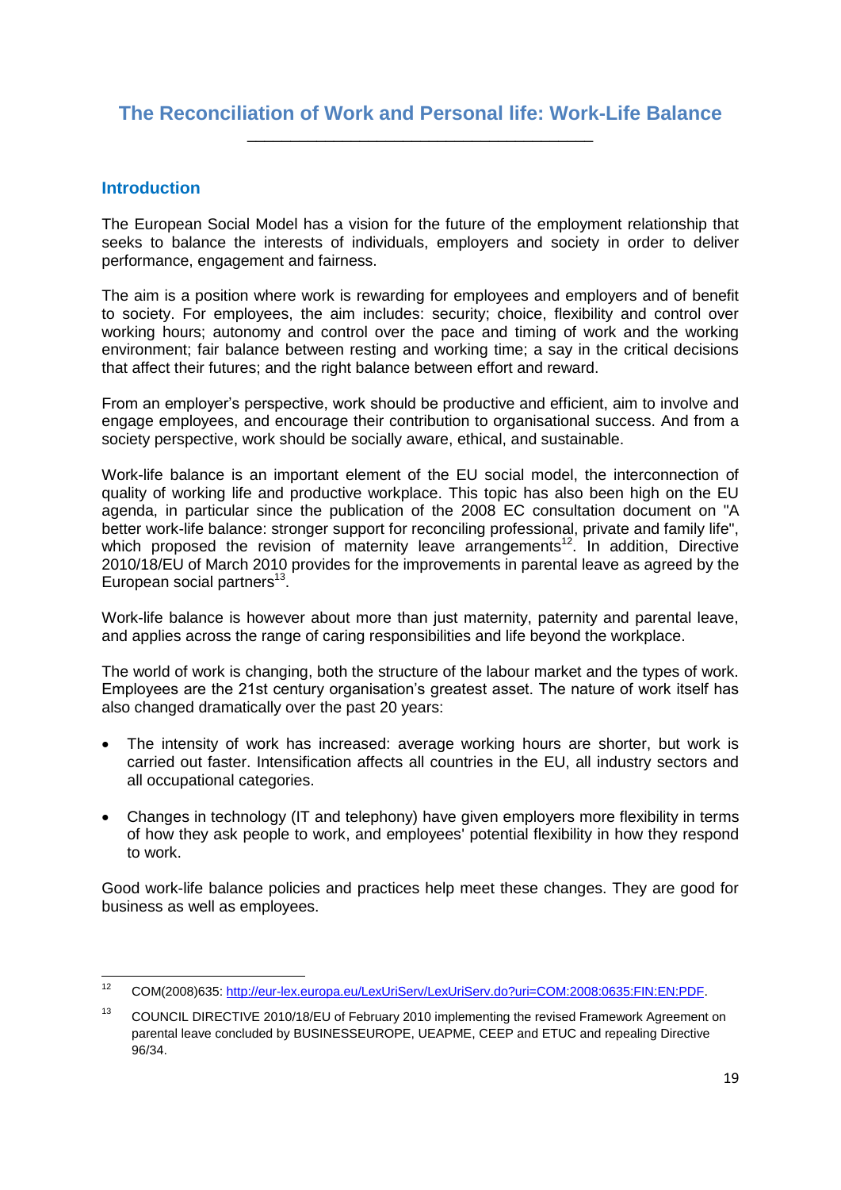## The Reconciliation of Work and Personal life: Work-Life Balance

### Introduction

The European Social Model has a vision for the future of the employment relationship that seeks to balance the interests of individuals, employers and society in order to deliver performance, engagement and fairness.

The aim is a position where work is rewarding for employees and employers and of benefit to society. For employees, the aim includes: security; choice, flexibility and control over working hours; autonomy and control over the pace and timing of work and the working environment; fair balance between resting and working time; a say in the critical decisions that affect their futures; and the right balance between effort and reward.

From an employer's perspective, work should be productive and efficient, aim to involve and engage employees, and encourage their contribution to organisational success. And from a society perspective, work should be socially aware, ethical, and sustainable.

Work-life balance is an important element of the EU social model, the interconnection of quality of working life and productive workplace. This topic has also been high on the EU agenda, in particular since the publication of the 2008 EC consultation document on "A better work-life balance: stronger support for reconciling professional, private and family life", which proposed the revision of maternity leave arrangements[12]. In addition, Directive 2010/18/EU of March 2010 provides for the improvements in parental leave as agreed by the European social partners[13].

Work-life balance is however about more than just maternity, paternity and parental leave, and applies across the range of caring responsibilities and life beyond the workplace.

The world of work is changing, both the structure of the labour market and the types of work. Employees are the 21st century organisation's greatest asset. The nature of work itself has also changed dramatically over the past 20 years:

- The intensity of work has increased: average working hours are shorter, but work is carried out faster. Intensification affects all countries in the EU, all industry sectors and all occupational categories.
- Changes in technology (IT and telephony) have given employers more flexibility in terms of how they ask people to work, and employees' potential flexibility in how they respond to work.

Good work-life balance policies and practices help meet these changes. They are good for business as well as employees.

[12] COM(2008)635: http://eur-lex.europa.eu/LexUriServ/LexUriServ.do?uri=COM:2008:0635:FIN:EN:PDF.

[13] COUNCIL DIRECTIVE 2010/18/EU of February 2010 implementing the revised Framework Agreement on parental leave concluded by BUSINESSEUROPE, UEAPME, CEEP and ETUC and repealing Directive 96/34.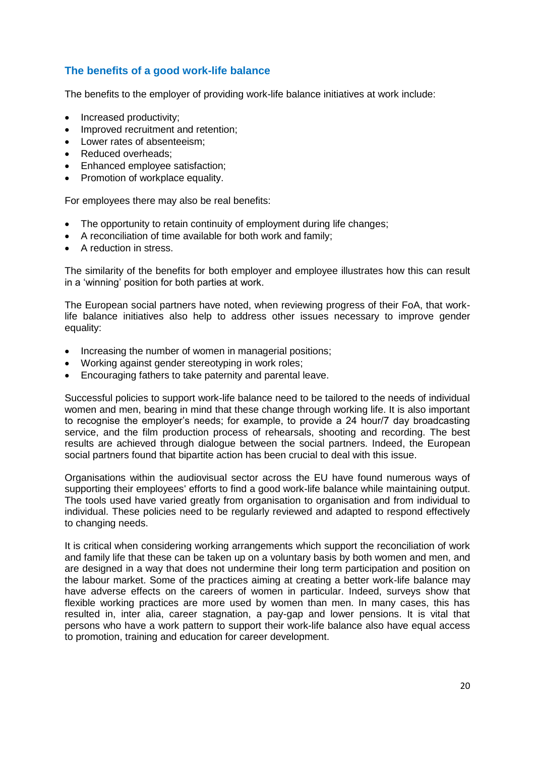## The benefits of a good work-life balance

The benefits to the employer of providing work-life balance initiatives at work include:

- Increased productivity;
- Improved recruitment and retention;
- Lower rates of absenteeism;
- Reduced overheads;
- Enhanced employee satisfaction;
- Promotion of workplace equality.

For employees there may also be real benefits:

- The opportunity to retain continuity of employment during life changes;
- A reconciliation of time available for both work and family;
- A reduction in stress.

The similarity of the benefits for both employer and employee illustrates how this can result in a 'winning' position for both parties at work.

The European social partners have noted, when reviewing progress of their FoA, that work-life balance initiatives also help to address other issues necessary to improve gender equality:

- Increasing the number of women in managerial positions;
- Working against gender stereotyping in work roles;
- Encouraging fathers to take paternity and parental leave.

Successful policies to support work-life balance need to be tailored to the needs of individual women and men, bearing in mind that these change through working life. It is also important to recognise the employer's needs; for example, to provide a 24 hour/7 day broadcasting service, and the film production process of rehearsals, shooting and recording. The best results are achieved through dialogue between the social partners. Indeed, the European social partners found that bipartite action has been crucial to deal with this issue.

Organisations within the audiovisual sector across the EU have found numerous ways of supporting their employees' efforts to find a good work-life balance while maintaining output. The tools used have varied greatly from organisation to organisation and from individual to individual. These policies need to be regularly reviewed and adapted to respond effectively to changing needs.

It is critical when considering working arrangements which support the reconciliation of work and family life that these can be taken up on a voluntary basis by both women and men, and are designed in a way that does not undermine their long term participation and position on the labour market. Some of the practices aiming at creating a better work-life balance may have adverse effects on the careers of women in particular. Indeed, surveys show that flexible working practices are more used by women than men. In many cases, this has resulted in, inter alia, career stagnation, a pay-gap and lower pensions. It is vital that persons who have a work pattern to support their work-life balance also have equal access to promotion, training and education for career development.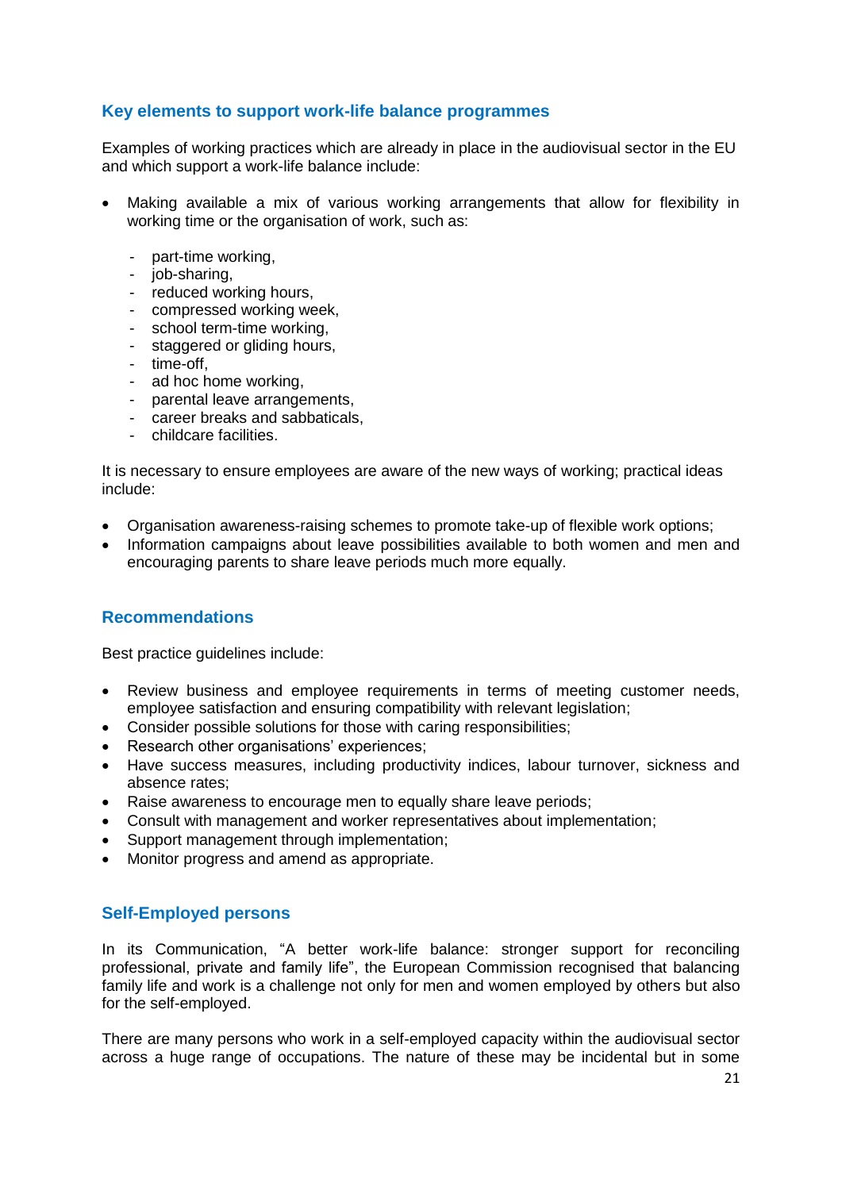## Key elements to support work-life balance programmes

Examples of working practices which are already in place in the audiovisual sector in the EU and which support a work-life balance include:

- Making available a mix of various working arrangements that allow for flexibility in working time or the organisation of work, such as:
  - part-time working,
  - job-sharing,
  - reduced working hours,
  - compressed working week,
  - school term-time working,
  - staggered or gliding hours,
  - time-off,
  - ad hoc home working,
  - parental leave arrangements,
  - career breaks and sabbaticals,
  - childcare facilities.

It is necessary to ensure employees are aware of the new ways of working; practical ideas include:

- Organisation awareness-raising schemes to promote take-up of flexible work options;
- Information campaigns about leave possibilities available to both women and men and encouraging parents to share leave periods much more equally.

## Recommendations

Best practice guidelines include:

- Review business and employee requirements in terms of meeting customer needs, employee satisfaction and ensuring compatibility with relevant legislation;
- Consider possible solutions for those with caring responsibilities;
- Research other organisations' experiences;
- Have success measures, including productivity indices, labour turnover, sickness and absence rates;
- Raise awareness to encourage men to equally share leave periods;
- Consult with management and worker representatives about implementation;
- Support management through implementation;
- Monitor progress and amend as appropriate.

## Self-Employed persons

In its Communication, "A better work-life balance: stronger support for reconciling professional, private and family life", the European Commission recognised that balancing family life and work is a challenge not only for men and women employed by others but also for the self-employed.

There are many persons who work in a self-employed capacity within the audiovisual sector across a huge range of occupations. The nature of these may be incidental but in some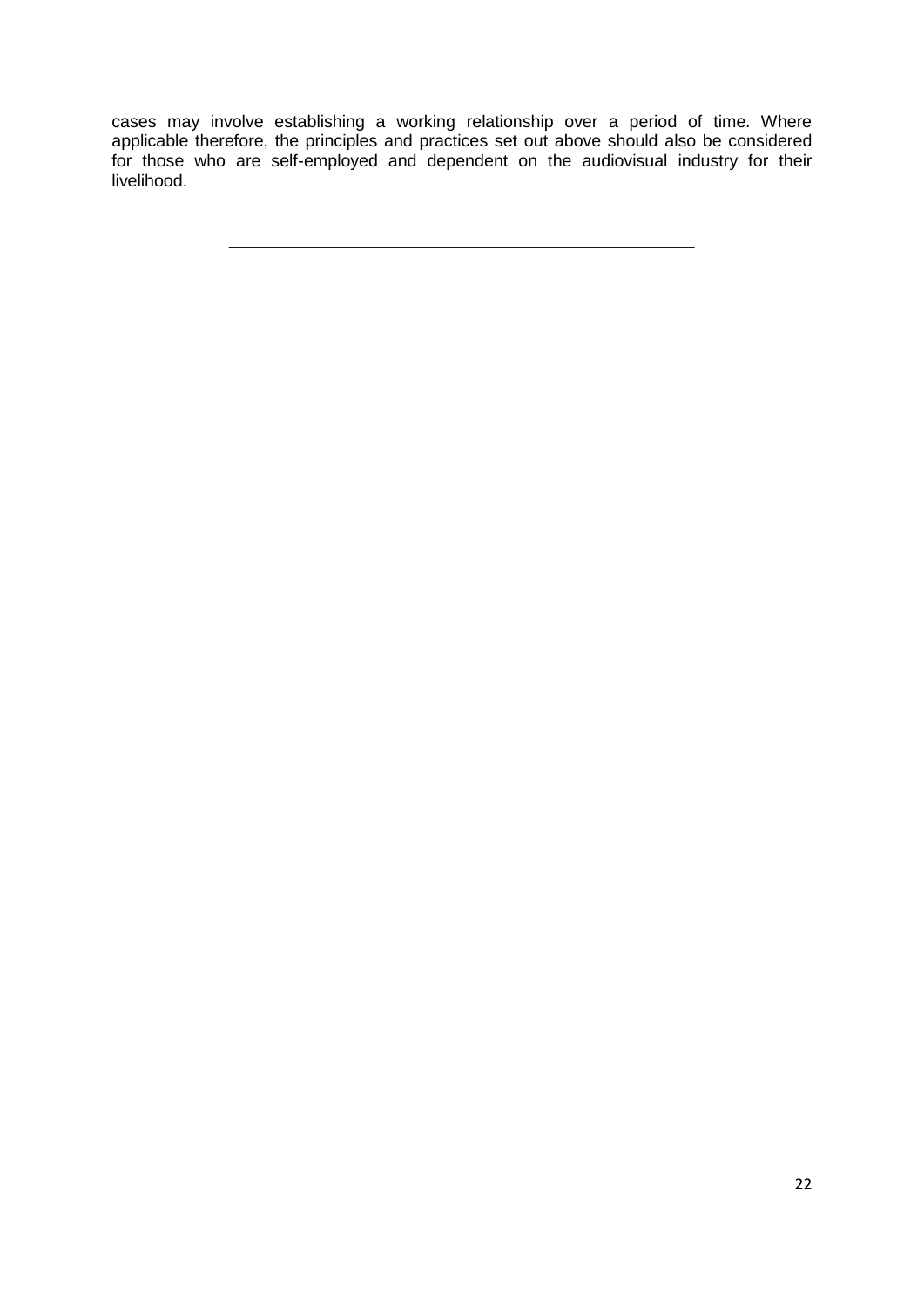cases may involve establishing a working relationship over a period of time. Where applicable therefore, the principles and practices set out above should also be considered for those who are self-employed and dependent on the audiovisual industry for their livelihood.

---